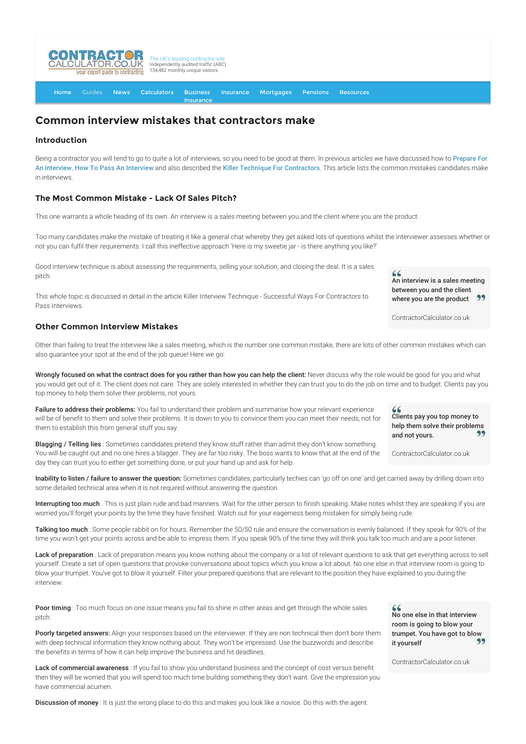The UK's leading contractor site. Independently audited traffic (ABC) 134,482 monthly unique visitors.

Home Guides News Calculators Business Insurance Insurance Mortgages Pensions Resources

# Common interview mistakes that contractors make

## Introduction

Being a contractor you will tend to go to quite a lot of interviews, so you need to be good at them. In previous articles we have discussed how to Prepare For An Interview, How To Pass An Interview and also described the Killer Technique For Contractors. This article lists the common mistakes candidates make in interviews.

### The Most Common Mistake - Lack Of Sales Pitch?

This one warrants a whole heading of its own. An interview is a sales meeting between you and the client where you are the product.

Too many candidates make the mistake of treating it like a general chat whereby they get asked lots of questions whilst the interviewer assesses whether or not you can fulfil their requirements. I call this ineffective approach 'Here is my sweetie jar - is there anything you like?'

Good interview technique is about assessing the requirements, selling your solution, and closing the deal. It is a sales pitch.

> **An interview is a sales meeting between you and the client where you are the product**
>
> ContractorCalculator.co.uk

This whole topic is discussed in detail in the article Killer Interview Technique - Successful Ways For Contractors to Pass Interviews.

### Other Common Interview Mistakes

Other than failing to treat the interview like a sales meeting, which is the number one common mistake, there are lots of other common mistakes which can also guarantee your spot at the end of the job queue! Here we go:

**Wrongly focused on what the contract does for you rather than how you can help the client:** Never discuss why the role would be good for you and what you would get out of it. The client does not care. They are solely interested in whether they can trust you to do the job on time and to budget. Clients pay you top money to help them solve their problems, not yours.

**Failure to address their problems:** You fail to understand their problem and summarise how your relevant experience will be of benefit to them and solve their problems. It is down to you to convince them you can meet their needs, not for them to establish this from general stuff you say.

> **Clients pay you top money to help them solve their problems and not yours.**
>
> ContractorCalculator.co.uk

**Blagging / Telling lies** : Sometimes candidates pretend they know stuff rather than admit they don't know something. You will be caught out and no one hires a blagger. They are far too risky. The boss wants to know that at the end of the day they can trust you to either get something done, or put your hand up and ask for help.

**Inability to listen / failure to answer the question:** Sometimes candidates, particularly techies can 'go off on one' and get carried away by drilling down into some detailed technical area when it is not required without answering the question.

**Interrupting too much** . This is just plain rude and bad manners. Wait for the other person to finish speaking. Make notes whilst they are speaking if you are worried you'll forget your points by the time they have finished. Watch out for your eagerness being mistaken for simply being rude.

**Talking too much** : Some people rabbit on for hours. Remember the 50/50 rule and ensure the conversation is evenly balanced. If they speak for 90% of the time you won't get your points across and be able to impress them. If you speak 90% of the time they will think you talk too much and are a poor listener.

**Lack of preparation** . Lack of preparation means you know nothing about the company or a list of relevant questions to ask that get everything across to sell yourself. Create a set of open questions that provoke conversations about topics which you know a lot about. No one else in that interview room is going to blow your trumpet. You've got to blow it yourself. Filter your prepared questions that are relevant to the position they have explained to you during the interview.

**Poor timing** : Too much focus on one issue means you fail to shine in other areas and get through the whole sales pitch.

> **No one else in that interview room is going to blow your trumpet. You have got to blow it yourself**
>
> ContractorCalculator.co.uk

**Poorly targeted answers:** Align your responses based on the interviewer. If they are non technical then don't bore them with deep technical information they know nothing about. They won't be impressed. Use the buzzwords and describe the benefits in terms of how it can help improve the business and hit deadlines.

**Lack of commercial awareness** : If you fail to show you understand business and the concept of cost versus benefit then they will be worried that you will spend too much time building something they don't want. Give the impression you have commercial acumen.

**Discussion of money** : It is just the wrong place to do this and makes you look like a novice. Do this with the agent.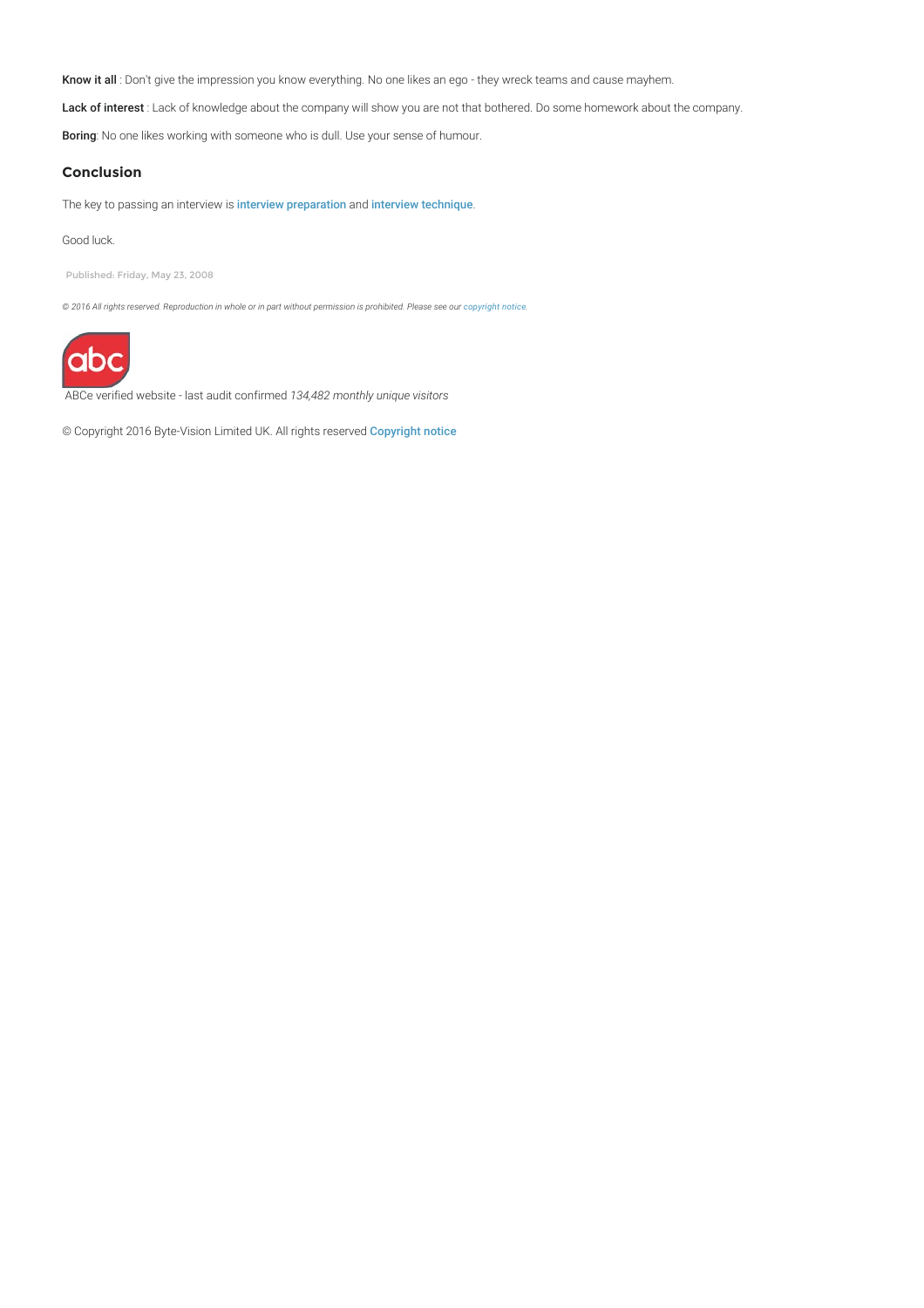**Know it all** : Don't give the impression you know everything. No one likes an ego - they wreck teams and cause mayhem.

**Lack of interest** : Lack of knowledge about the company will show you are not that bothered. Do some homework about the company.

**Boring**: No one likes working with someone who is dull. Use your sense of humour.

## Conclusion

The key to passing an interview is interview preparation and interview technique.

Good luck.

Published: Friday, May 23, 2008

*© 2016 All rights reserved. Reproduction in whole or in part without permission is prohibited. Please see our copyright notice.*

ABCe verified website - last audit confirmed *134,482 monthly unique visitors*

© Copyright 2016 Byte-Vision Limited UK. All rights reserved Copyright notice